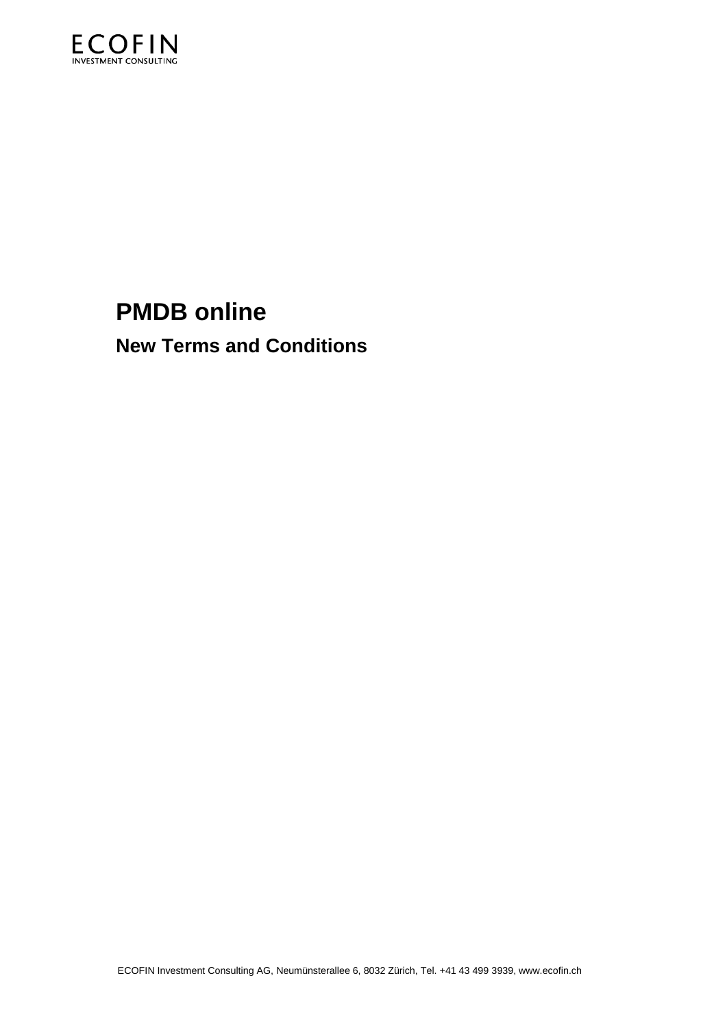ECOFIN
INVESTMENT CONSULTING

# PMDB online

## New Terms and Conditions

ECOFIN Investment Consulting AG, Neumünsterallee 6, 8032 Zürich, Tel. +41 43 499 3939, www.ecofin.ch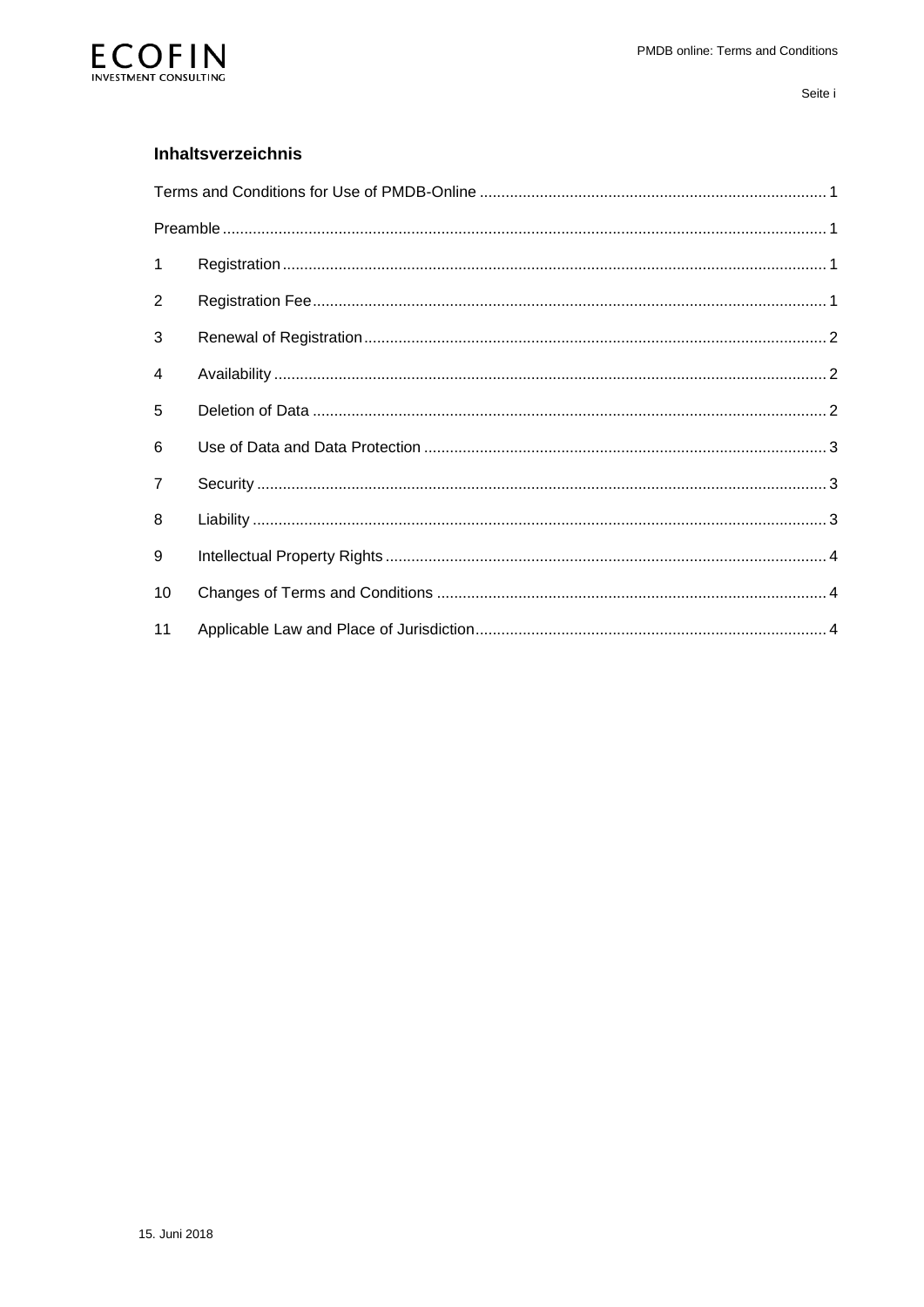## Inhaltsverzeichnis

Terms and Conditions for Use of PMDB-Online ........ 1

Preamble ........ 1

1 Registration ........ 1

2 Registration Fee ........ 1

3 Renewal of Registration ........ 2

4 Availability ........ 2

5 Deletion of Data ........ 2

6 Use of Data and Data Protection ........ 3

7 Security ........ 3

8 Liability ........ 3

9 Intellectual Property Rights ........ 4

10 Changes of Terms and Conditions ........ 4

11 Applicable Law and Place of Jurisdiction ........ 4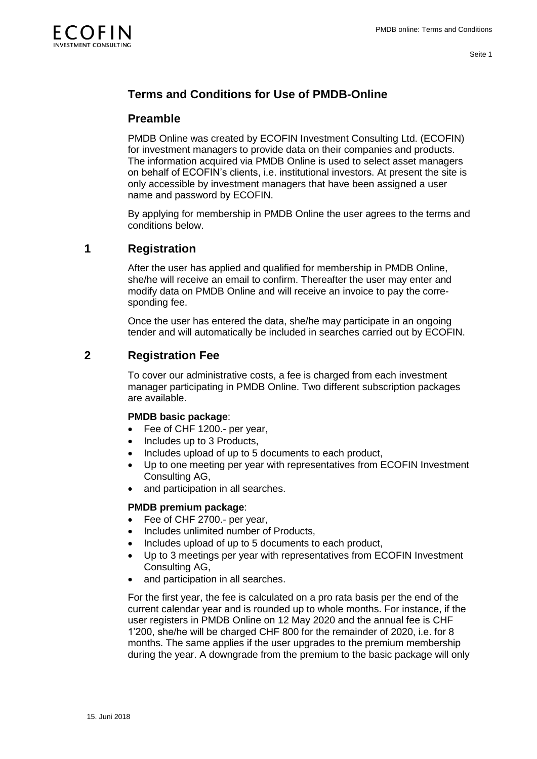# Terms and Conditions for Use of PMDB-Online

## Preamble

PMDB Online was created by ECOFIN Investment Consulting Ltd. (ECOFIN) for investment managers to provide data on their companies and products. The information acquired via PMDB Online is used to select asset managers on behalf of ECOFIN's clients, i.e. institutional investors. At present the site is only accessible by investment managers that have been assigned a user name and password by ECOFIN.

By applying for membership in PMDB Online the user agrees to the terms and conditions below.

## 1 Registration

After the user has applied and qualified for membership in PMDB Online, she/he will receive an email to confirm. Thereafter the user may enter and modify data on PMDB Online and will receive an invoice to pay the corresponding fee.

Once the user has entered the data, she/he may participate in an ongoing tender and will automatically be included in searches carried out by ECOFIN.

## 2 Registration Fee

To cover our administrative costs, a fee is charged from each investment manager participating in PMDB Online. Two different subscription packages are available.

**PMDB basic package**:

- Fee of CHF 1200.- per year,
- Includes up to 3 Products,
- Includes upload of up to 5 documents to each product,
- Up to one meeting per year with representatives from ECOFIN Investment Consulting AG,
- and participation in all searches.

**PMDB premium package**:

- Fee of CHF 2700.- per year,
- Includes unlimited number of Products,
- Includes upload of up to 5 documents to each product,
- Up to 3 meetings per year with representatives from ECOFIN Investment Consulting AG,
- and participation in all searches.

For the first year, the fee is calculated on a pro rata basis per the end of the current calendar year and is rounded up to whole months. For instance, if the user registers in PMDB Online on 12 May 2020 and the annual fee is CHF 1'200, she/he will be charged CHF 800 for the remainder of 2020, i.e. for 8 months. The same applies if the user upgrades to the premium membership during the year. A downgrade from the premium to the basic package will only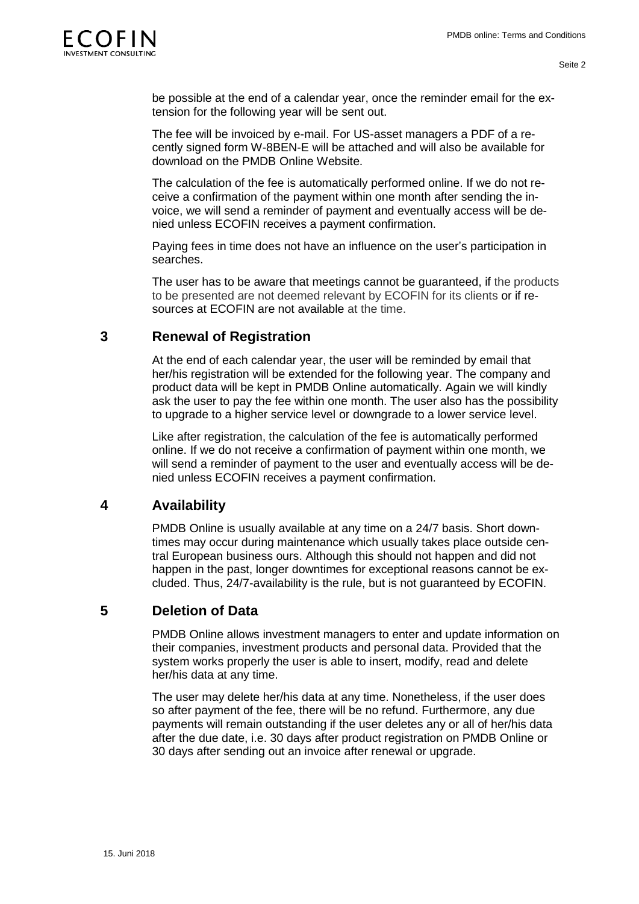be possible at the end of a calendar year, once the reminder email for the extension for the following year will be sent out.

The fee will be invoiced by e-mail. For US-asset managers a PDF of a recently signed form W-8BEN-E will be attached and will also be available for download on the PMDB Online Website.

The calculation of the fee is automatically performed online. If we do not receive a confirmation of the payment within one month after sending the invoice, we will send a reminder of payment and eventually access will be denied unless ECOFIN receives a payment confirmation.

Paying fees in time does not have an influence on the user's participation in searches.

The user has to be aware that meetings cannot be guaranteed, if the products to be presented are not deemed relevant by ECOFIN for its clients or if resources at ECOFIN are not available at the time.

## 3 Renewal of Registration

At the end of each calendar year, the user will be reminded by email that her/his registration will be extended for the following year. The company and product data will be kept in PMDB Online automatically. Again we will kindly ask the user to pay the fee within one month. The user also has the possibility to upgrade to a higher service level or downgrade to a lower service level.

Like after registration, the calculation of the fee is automatically performed online. If we do not receive a confirmation of payment within one month, we will send a reminder of payment to the user and eventually access will be denied unless ECOFIN receives a payment confirmation.

## 4 Availability

PMDB Online is usually available at any time on a 24/7 basis. Short downtimes may occur during maintenance which usually takes place outside central European business ours. Although this should not happen and did not happen in the past, longer downtimes for exceptional reasons cannot be excluded. Thus, 24/7-availability is the rule, but is not guaranteed by ECOFIN.

## 5 Deletion of Data

PMDB Online allows investment managers to enter and update information on their companies, investment products and personal data. Provided that the system works properly the user is able to insert, modify, read and delete her/his data at any time.

The user may delete her/his data at any time. Nonetheless, if the user does so after payment of the fee, there will be no refund. Furthermore, any due payments will remain outstanding if the user deletes any or all of her/his data after the due date, i.e. 30 days after product registration on PMDB Online or 30 days after sending out an invoice after renewal or upgrade.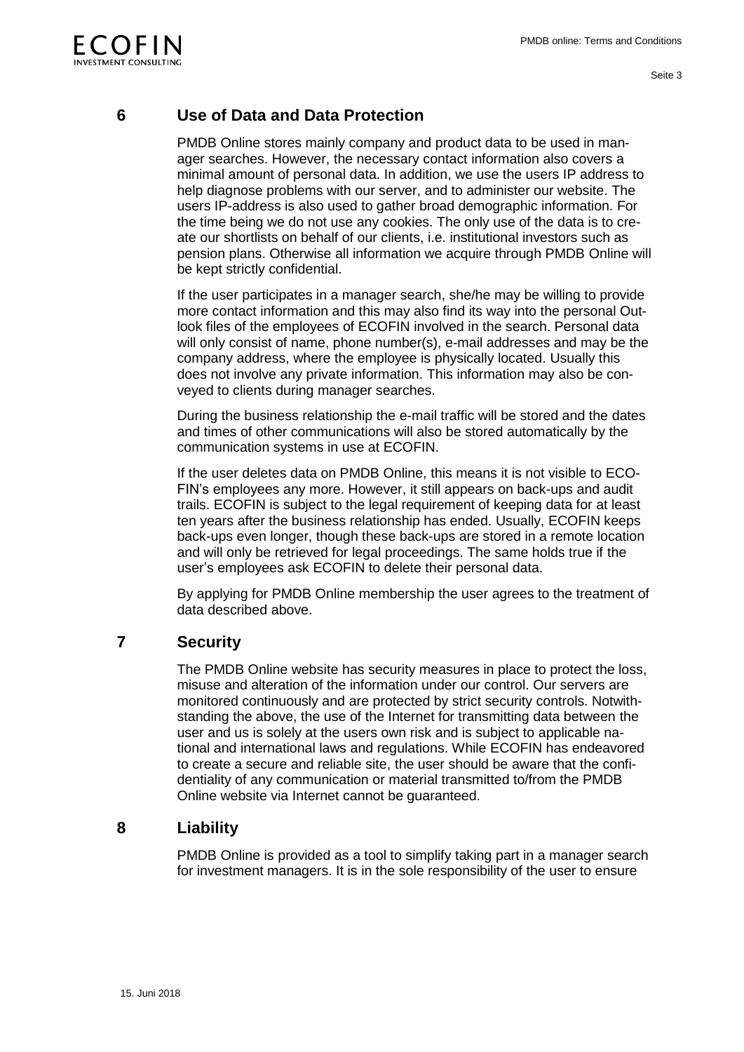## 6 Use of Data and Data Protection

PMDB Online stores mainly company and product data to be used in manager searches. However, the necessary contact information also covers a minimal amount of personal data. In addition, we use the users IP address to help diagnose problems with our server, and to administer our website. The users IP-address is also used to gather broad demographic information. For the time being we do not use any cookies. The only use of the data is to create our shortlists on behalf of our clients, i.e. institutional investors such as pension plans. Otherwise all information we acquire through PMDB Online will be kept strictly confidential.

If the user participates in a manager search, she/he may be willing to provide more contact information and this may also find its way into the personal Outlook files of the employees of ECOFIN involved in the search. Personal data will only consist of name, phone number(s), e-mail addresses and may be the company address, where the employee is physically located. Usually this does not involve any private information. This information may also be conveyed to clients during manager searches.

During the business relationship the e-mail traffic will be stored and the dates and times of other communications will also be stored automatically by the communication systems in use at ECOFIN.

If the user deletes data on PMDB Online, this means it is not visible to ECOFIN's employees any more. However, it still appears on back-ups and audit trails. ECOFIN is subject to the legal requirement of keeping data for at least ten years after the business relationship has ended. Usually, ECOFIN keeps back-ups even longer, though these back-ups are stored in a remote location and will only be retrieved for legal proceedings. The same holds true if the user's employees ask ECOFIN to delete their personal data.

By applying for PMDB Online membership the user agrees to the treatment of data described above.

## 7 Security

The PMDB Online website has security measures in place to protect the loss, misuse and alteration of the information under our control. Our servers are monitored continuously and are protected by strict security controls. Notwithstanding the above, the use of the Internet for transmitting data between the user and us is solely at the users own risk and is subject to applicable national and international laws and regulations. While ECOFIN has endeavored to create a secure and reliable site, the user should be aware that the confidentiality of any communication or material transmitted to/from the PMDB Online website via Internet cannot be guaranteed.

## 8 Liability

PMDB Online is provided as a tool to simplify taking part in a manager search for investment managers. It is in the sole responsibility of the user to ensure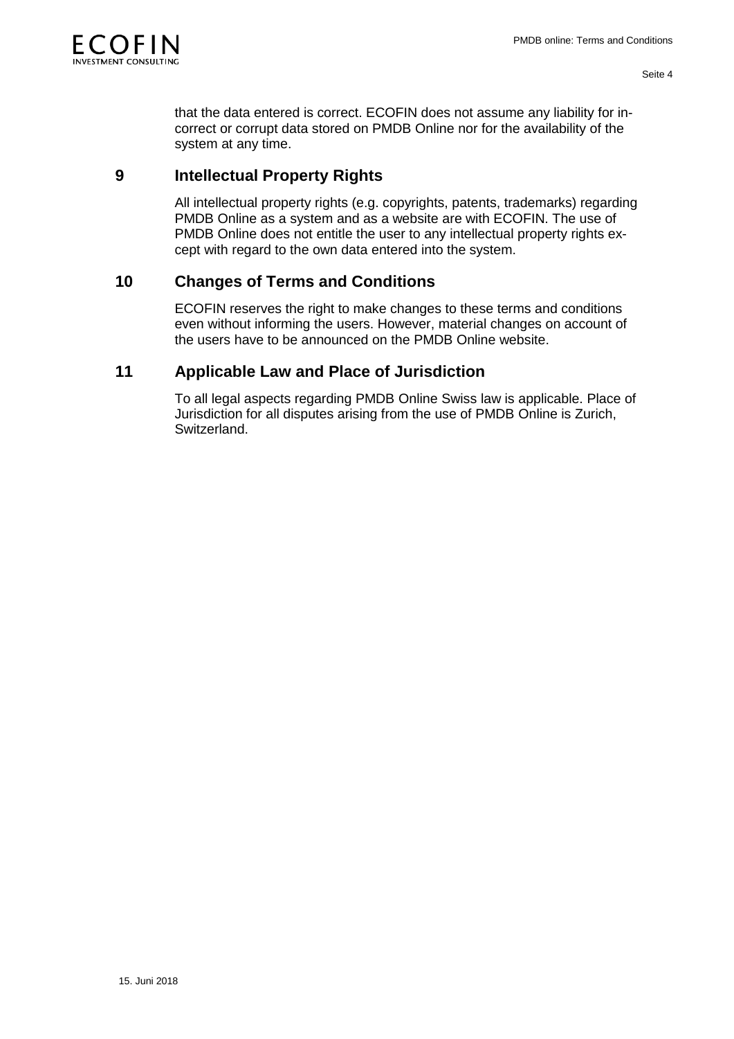that the data entered is correct. ECOFIN does not assume any liability for incorrect or corrupt data stored on PMDB Online nor for the availability of the system at any time.

## 9 Intellectual Property Rights

All intellectual property rights (e.g. copyrights, patents, trademarks) regarding PMDB Online as a system and as a website are with ECOFIN. The use of PMDB Online does not entitle the user to any intellectual property rights except with regard to the own data entered into the system.

## 10 Changes of Terms and Conditions

ECOFIN reserves the right to make changes to these terms and conditions even without informing the users. However, material changes on account of the users have to be announced on the PMDB Online website.

## 11 Applicable Law and Place of Jurisdiction

To all legal aspects regarding PMDB Online Swiss law is applicable. Place of Jurisdiction for all disputes arising from the use of PMDB Online is Zurich, Switzerland.

15. Juni 2018